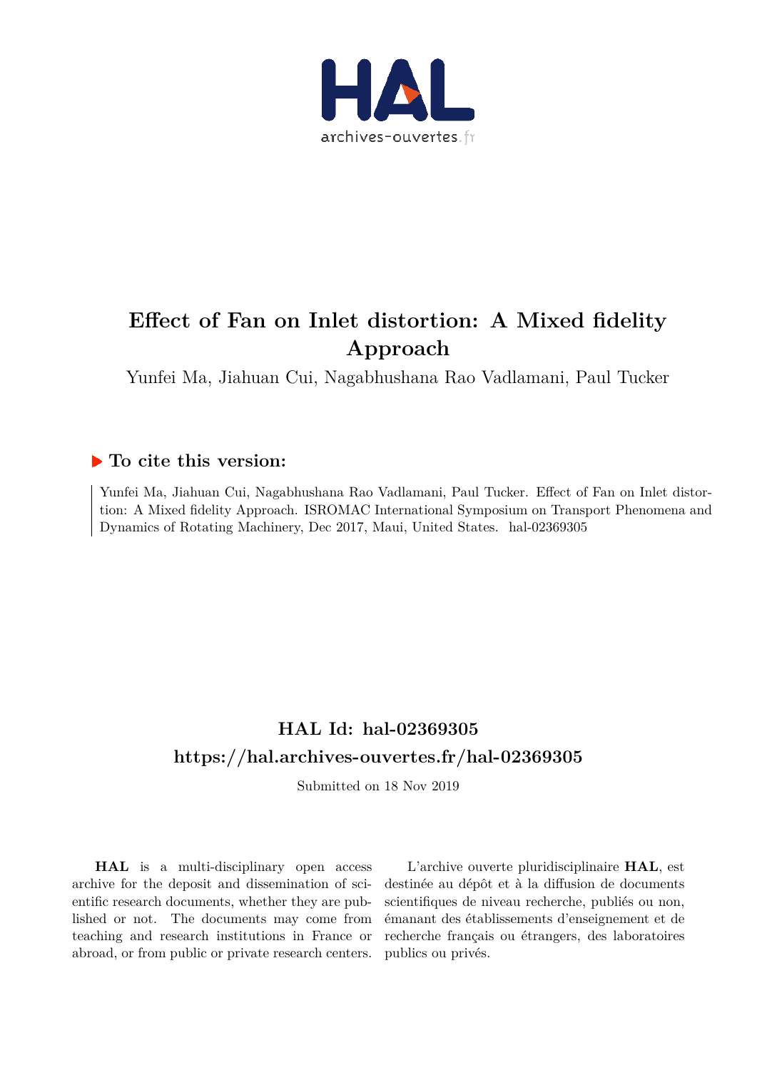# Effect of Fan on Inlet distortion: A Mixed fidelity Approach

Yunfei Ma, Jiahuan Cui, Nagabhushana Rao Vadlamani, Paul Tucker

## To cite this version:

Yunfei Ma, Jiahuan Cui, Nagabhushana Rao Vadlamani, Paul Tucker. Effect of Fan on Inlet distortion: A Mixed fidelity Approach. ISROMAC International Symposium on Transport Phenomena and Dynamics of Rotating Machinery, Dec 2017, Maui, United States. hal-02369305

## HAL Id: hal-02369305
## https://hal.archives-ouvertes.fr/hal-02369305

Submitted on 18 Nov 2019

**HAL** is a multi-disciplinary open access archive for the deposit and dissemination of scientific research documents, whether they are published or not. The documents may come from teaching and research institutions in France or abroad, or from public or private research centers.

L'archive ouverte pluridisciplinaire **HAL**, est destinée au dépôt et à la diffusion de documents scientifiques de niveau recherche, publiés ou non, émanant des établissements d'enseignement et de recherche français ou étrangers, des laboratoires publics ou privés.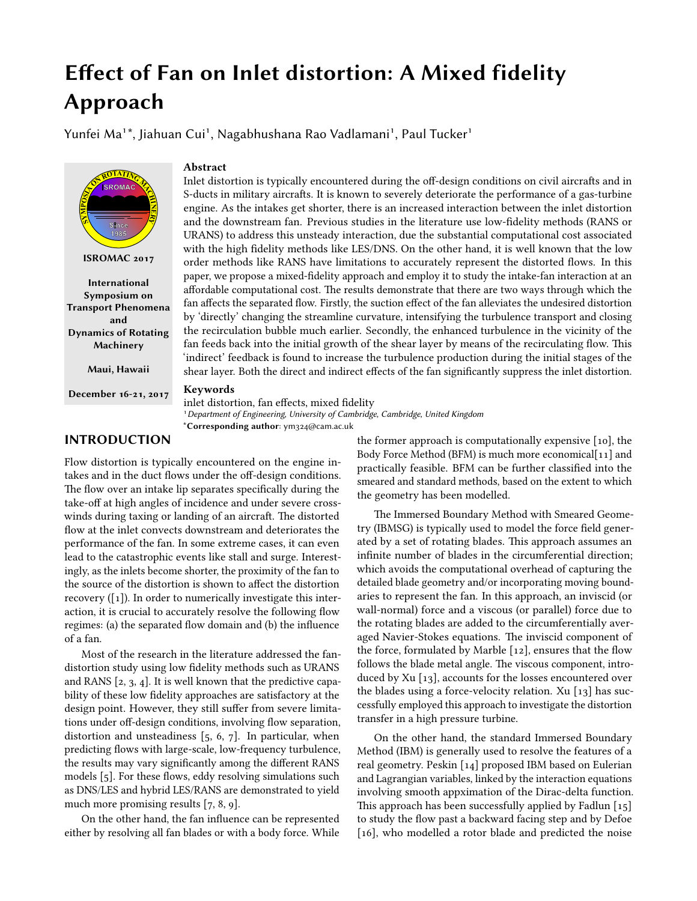# Effect of Fan on Inlet distortion: A Mixed fidelity Approach

Yunfei Ma[1*], Jiahuan Cui[1], Nagabhushana Rao Vadlamani[1], Paul Tucker[1]

**ISROMAC 2017**

**International Symposium on Transport Phenomena and Dynamics of Rotating Machinery**

**Maui, Hawaii**

**December 16-21, 2017**

**Abstract**

Inlet distortion is typically encountered during the off-design conditions on civil aircrafts and in S-ducts in military aircrafts. It is known to severely deteriorate the performance of a gas-turbine engine. As the intakes get shorter, there is an increased interaction between the inlet distortion and the downstream fan. Previous studies in the literature use low-fidelity methods (RANS or URANS) to address this unsteady interaction, due the substantial computational cost associated with the high fidelity methods like LES/DNS. On the other hand, it is well known that the low order methods like RANS have limitations to accurately represent the distorted flows. In this paper, we propose a mixed-fidelity approach and employ it to study the intake-fan interaction at an affordable computational cost. The results demonstrate that there are two ways through which the fan affects the separated flow. Firstly, the suction effect of the fan alleviates the undesired distortion by 'directly' changing the streamline curvature, intensifying the turbulence transport and closing the recirculation bubble much earlier. Secondly, the enhanced turbulence in the vicinity of the fan feeds back into the initial growth of the shear layer by means of the recirculating flow. This 'indirect' feedback is found to increase the turbulence production during the initial stages of the shear layer. Both the direct and indirect effects of the fan significantly suppress the inlet distortion.

**Keywords**

inlet distortion, fan effects, mixed fidelity

[1] *Department of Engineering, University of Cambridge, Cambridge, United Kingdom*

[*] **Corresponding author**: ym324@cam.ac.uk

## INTRODUCTION

Flow distortion is typically encountered on the engine intakes and in the duct flows under the off-design conditions. The flow over an intake lip separates specifically during the take-off at high angles of incidence and under severe cross-winds during taxing or landing of an aircraft. The distorted flow at the inlet convects downstream and deteriorates the performance of the fan. In some extreme cases, it can even lead to the catastrophic events like stall and surge. Interestingly, as the inlets become shorter, the proximity of the fan to the source of the distortion is shown to affect the distortion recovery ([1]). In order to numerically investigate this interaction, it is crucial to accurately resolve the following flow regimes: (a) the separated flow domain and (b) the influence of a fan.

Most of the research in the literature addressed the fan-distortion study using low fidelity methods such as URANS and RANS [2, 3, 4]. It is well known that the predictive capability of these low fidelity approaches are satisfactory at the design point. However, they still suffer from severe limitations under off-design conditions, involving flow separation, distortion and unsteadiness [5, 6, 7]. In particular, when predicting flows with large-scale, low-frequency turbulence, the results may vary significantly among the different RANS models [5]. For these flows, eddy resolving simulations such as DNS/LES and hybrid LES/RANS are demonstrated to yield much more promising results [7, 8, 9].

On the other hand, the fan influence can be represented either by resolving all fan blades or with a body force. While the former approach is computationally expensive [10], the Body Force Method (BFM) is much more economical[11] and practically feasible. BFM can be further classified into the smeared and standard methods, based on the extent to which the geometry has been modelled.

The Immersed Boundary Method with Smeared Geometry (IBMSG) is typically used to model the force field generated by a set of rotating blades. This approach assumes an infinite number of blades in the circumferential direction; which avoids the computational overhead of capturing the detailed blade geometry and/or incorporating moving boundaries to represent the fan. In this approach, an inviscid (or wall-normal) force and a viscous (or parallel) force due to the rotating blades are added to the circumferentially averaged Navier-Stokes equations. The inviscid component of the force, formulated by Marble [12], ensures that the flow follows the blade metal angle. The viscous component, introduced by Xu [13], accounts for the losses encountered over the blades using a force-velocity relation. Xu [13] has successfully employed this approach to investigate the distortion transfer in a high pressure turbine.

On the other hand, the standard Immersed Boundary Method (IBM) is generally used to resolve the features of a real geometry. Peskin [14] proposed IBM based on Eulerian and Lagrangian variables, linked by the interaction equations involving smooth appxmation of the Dirac-delta function. This approach has been successfully applied by Fadlun [15] to study the flow past a backward facing step and by Defoe [16], who modelled a rotor blade and predicted the noise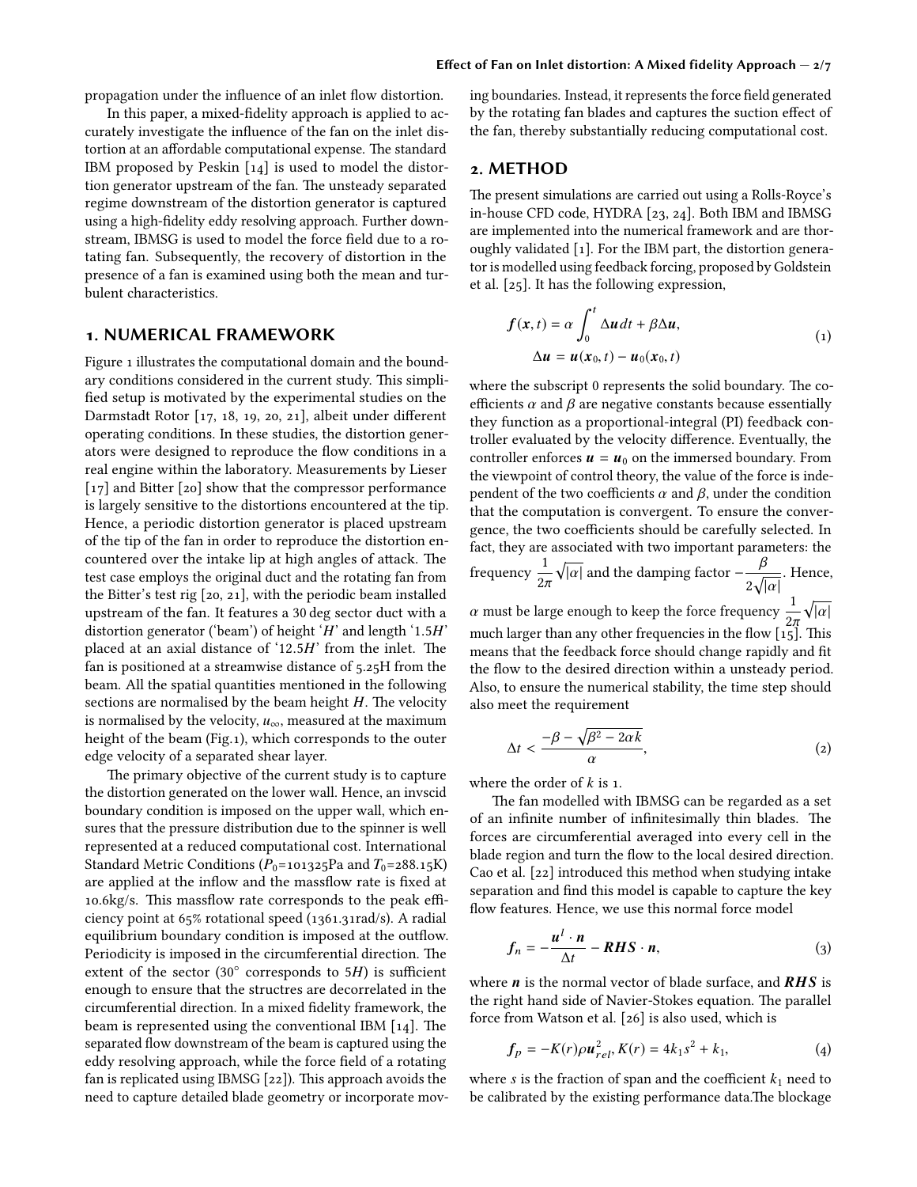propagation under the influence of an inlet flow distortion.

In this paper, a mixed-fidelity approach is applied to accurately investigate the influence of the fan on the inlet distortion at an affordable computational expense. The standard IBM proposed by Peskin [14] is used to model the distortion generator upstream of the fan. The unsteady separated regime downstream of the distortion generator is captured using a high-fidelity eddy resolving approach. Further downstream, IBMSG is used to model the force field due to a rotating fan. Subsequently, the recovery of distortion in the presence of a fan is examined using both the mean and turbulent characteristics.

## 1. NUMERICAL FRAMEWORK

Figure 1 illustrates the computational domain and the boundary conditions considered in the current study. This simplified setup is motivated by the experimental studies on the Darmstadt Rotor [17, 18, 19, 20, 21], albeit under different operating conditions. In these studies, the distortion generators were designed to reproduce the flow conditions in a real engine within the laboratory. Measurements by Lieser [17] and Bitter [20] show that the compressor performance is largely sensitive to the distortions encountered at the tip. Hence, a periodic distortion generator is placed upstream of the tip of the fan in order to reproduce the distortion encountered over the intake lip at high angles of attack. The test case employs the original duct and the rotating fan from the Bitter's test rig [20, 21], with the periodic beam installed upstream of the fan. It features a 30 deg sector duct with a distortion generator ('beam') of height '$H$' and length '$1.5H$' placed at an axial distance of '$12.5H$' from the inlet. The fan is positioned at a streamwise distance of 5.25H from the beam. All the spatial quantities mentioned in the following sections are normalised by the beam height $H$. The velocity is normalised by the velocity, $u_\infty$, measured at the maximum height of the beam (Fig.1), which corresponds to the outer edge velocity of a separated shear layer.

The primary objective of the current study is to capture the distortion generated on the lower wall. Hence, an invscid boundary condition is imposed on the upper wall, which ensures that the pressure distribution due to the spinner is well represented at a reduced computational cost. International Standard Metric Conditions ($P_0$=101325Pa and $T_0$=288.15K) are applied at the inflow and the massflow rate is fixed at 10.6kg/s. This massflow rate corresponds to the peak efficiency point at 65% rotational speed (1361.31rad/s). A radial equilibrium boundary condition is imposed at the outflow. Periodicity is imposed in the circumferential direction. The extent of the sector (30° corresponds to $5H$) is sufficient enough to ensure that the structres are decorrelated in the circumferential direction. In a mixed fidelity framework, the beam is represented using the conventional IBM [14]. The separated flow downstream of the beam is captured using the eddy resolving approach, while the force field of a rotating fan is replicated using IBMSG [22]). This approach avoids the need to capture detailed blade geometry or incorporate moving boundaries. Instead, it represents the force field generated by the rotating fan blades and captures the suction effect of the fan, thereby substantially reducing computational cost.

## 2. METHOD

The present simulations are carried out using a Rolls-Royce's in-house CFD code, HYDRA [23, 24]. Both IBM and IBMSG are implemented into the numerical framework and are thoroughly validated [1]. For the IBM part, the distortion generator is modelled using feedback forcing, proposed by Goldstein et al. [25]. It has the following expression,

$$
\begin{aligned}
\boldsymbol{f}(\boldsymbol{x}, t) &= \alpha \int_0^t \Delta \boldsymbol{u} \, dt + \beta \Delta \boldsymbol{u}, \\
\Delta \boldsymbol{u} &= \boldsymbol{u}(\boldsymbol{x}_0, t) - \boldsymbol{u}_0(\boldsymbol{x}_0, t)
\end{aligned}
\tag{1}
$$

where the subscript 0 represents the solid boundary. The coefficients $\alpha$ and $\beta$ are negative constants because essentially they function as a proportional-integral (PI) feedback controller evaluated by the velocity difference. Eventually, the controller enforces $\boldsymbol{u} = \boldsymbol{u}_0$ on the immersed boundary. From the viewpoint of control theory, the value of the force is independent of the two coefficients $\alpha$ and $\beta$, under the condition that the computation is convergent. To ensure the convergence, the two coefficients should be carefully selected. In fact, they are associated with two important parameters: the frequency $\frac{1}{2\pi}\sqrt{|\alpha|}$ and the damping factor $-\frac{\beta}{2\sqrt{|\alpha|}}$. Hence, $\alpha$ must be large enough to keep the force frequency $\frac{1}{2\pi}\sqrt{|\alpha|}$ much larger than any other frequencies in the flow [15]. This means that the feedback force should change rapidly and fit the flow to the desired direction within a unsteady period. Also, to ensure the numerical stability, the time step should also meet the requirement

$$
\Delta t < \frac{-\beta - \sqrt{\beta^2 - 2\alpha k}}{\alpha}, \tag{2}
$$

where the order of $k$ is 1.

The fan modelled with IBMSG can be regarded as a set of an infinite number of infinitesimally thin blades. The forces are circumferential averaged into every cell in the blade region and turn the flow to the local desired direction. Cao et al. [22] introduced this method when studying intake separation and find this model is capable to capture the key flow features. Hence, we use this normal force model

$$
\boldsymbol{f}_n = -\frac{\boldsymbol{u}^l \cdot \boldsymbol{n}}{\Delta t} - \boldsymbol{RHS} \cdot \boldsymbol{n}, \tag{3}
$$

where $\boldsymbol{n}$ is the normal vector of blade surface, and $\boldsymbol{RHS}$ is the right hand side of Navier-Stokes equation. The parallel force from Watson et al. [26] is also used, which is

$$
\boldsymbol{f}_p = -K(r)\rho \boldsymbol{u}_{rel}^2, K(r) = 4k_1 s^2 + k_1, \tag{4}
$$

where $s$ is the fraction of span and the coefficient $k_1$ need to be calibrated by the existing performance data.The blockage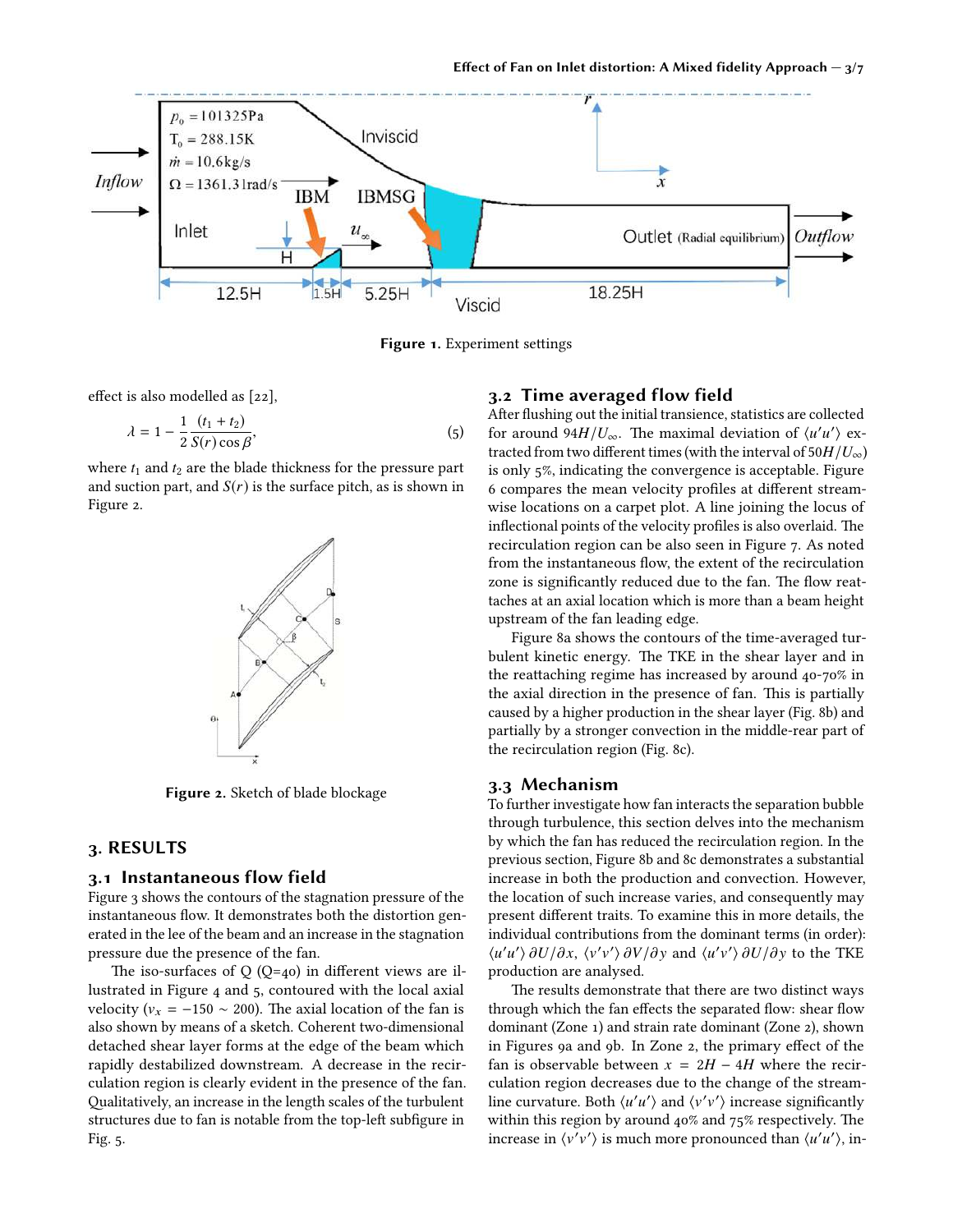Figure 1. Experiment settings

effect is also modelled as [22],

$$\lambda = 1 - \frac{1}{2}\frac{(t_1 + t_2)}{S(r)\cos\beta}, \tag{5}$$

where $t_1$ and $t_2$ are the blade thickness for the pressure part and suction part, and $S(r)$ is the surface pitch, as is shown in Figure 2.

Figure 2. Sketch of blade blockage

## 3. RESULTS

### 3.1 Instantaneous flow field

Figure 3 shows the contours of the stagnation pressure of the instantaneous flow. It demonstrates both the distortion generated in the lee of the beam and an increase in the stagnation pressure due the presence of the fan.

The iso-surfaces of Q (Q=40) in different views are illustrated in Figure 4 and 5, contoured with the local axial velocity ($v_x = -150 \sim 200$). The axial location of the fan is also shown by means of a sketch. Coherent two-dimensional detached shear layer forms at the edge of the beam which rapidly destabilized downstream. A decrease in the recirculation region is clearly evident in the presence of the fan. Qualitatively, an increase in the length scales of the turbulent structures due to fan is notable from the top-left subfigure in Fig. 5.

### 3.2 Time averaged flow field

After flushing out the initial transience, statistics are collected for around $94H/U_\infty$. The maximal deviation of $\langle u'u' \rangle$ extracted from two different times (with the interval of $50H/U_\infty$) is only 5%, indicating the convergence is acceptable. Figure 6 compares the mean velocity profiles at different streamwise locations on a carpet plot. A line joining the locus of inflectional points of the velocity profiles is also overlaid. The recirculation region can be also seen in Figure 7. As noted from the instantaneous flow, the extent of the recirculation zone is significantly reduced due to the fan. The flow reattaches at an axial location which is more than a beam height upstream of the fan leading edge.

Figure 8a shows the contours of the time-averaged turbulent kinetic energy. The TKE in the shear layer and in the reattaching regime has increased by around 40-70% in the axial direction in the presence of fan. This is partially caused by a higher production in the shear layer (Fig. 8b) and partially by a stronger convection in the middle-rear part of the recirculation region (Fig. 8c).

### 3.3 Mechanism

To further investigate how fan interacts the separation bubble through turbulence, this section delves into the mechanism by which the fan has reduced the recirculation region. In the previous section, Figure 8b and 8c demonstrates a substantial increase in both the production and convection. However, the location of such increase varies, and consequently may present different traits. To examine this in more details, the individual contributions from the dominant terms (in order): $\langle u'u' \rangle\, \partial U/\partial x$, $\langle v'v' \rangle\, \partial V/\partial y$ and $\langle u'v' \rangle\, \partial U/\partial y$ to the TKE production are analysed.

The results demonstrate that there are two distinct ways through which the fan effects the separated flow: shear flow dominant (Zone 1) and strain rate dominant (Zone 2), shown in Figures 9a and 9b. In Zone 2, the primary effect of the fan is observable between $x = 2H - 4H$ where the recirculation region decreases due to the change of the streamline curvature. Both $\langle u'u' \rangle$ and $\langle v'v' \rangle$ increase significantly within this region by around 40% and 75% respectively. The increase in $\langle v'v' \rangle$ is much more pronounced than $\langle u'u' \rangle$, in-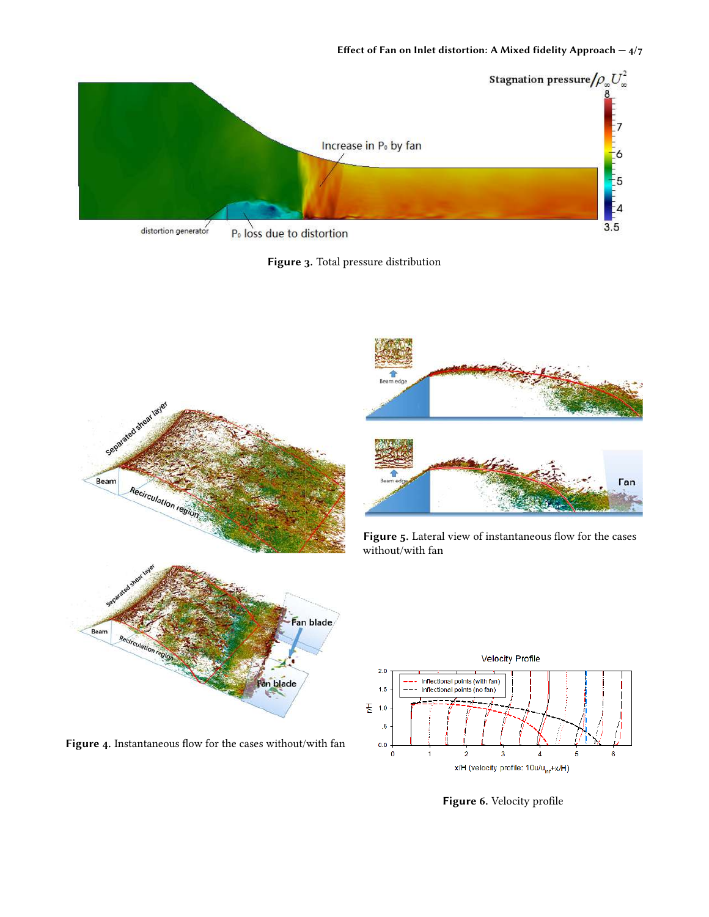Figure 3. Total pressure distribution

Figure 4. Instantaneous flow for the cases without/with fan

Figure 5. Lateral view of instantaneous flow for the cases without/with fan

Figure 6. Velocity profile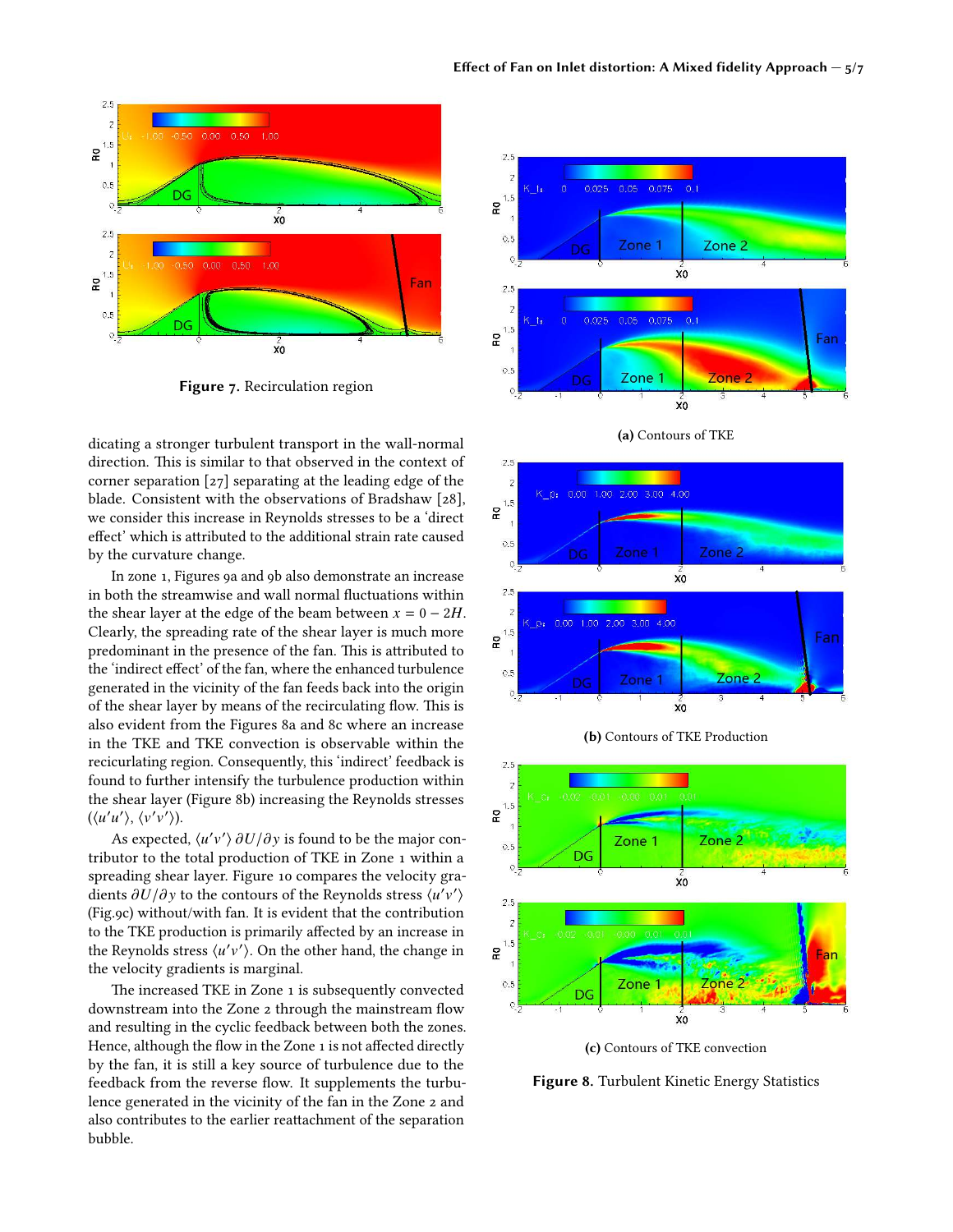Figure 7. Recirculation region

dicating a stronger turbulent transport in the wall-normal direction. This is similar to that observed in the context of corner separation [27] separating at the leading edge of the blade. Consistent with the observations of Bradshaw [28], we consider this increase in Reynolds stresses to be a 'direct effect' which is attributed to the additional strain rate caused by the curvature change.

In zone 1, Figures 9a and 9b also demonstrate an increase in both the streamwise and wall normal fluctuations within the shear layer at the edge of the beam between $x = 0 - 2H$. Clearly, the spreading rate of the shear layer is much more predominant in the presence of the fan. This is attributed to the 'indirect effect' of the fan, where the enhanced turbulence generated in the vicinity of the fan feeds back into the origin of the shear layer by means of the recirculating flow. This is also evident from the Figures 8a and 8c where an increase in the TKE and TKE convection is observable within the recirculating region. Consequently, this 'indirect' feedback is found to further intensify the turbulence production within the shear layer (Figure 8b) increasing the Reynolds stresses ($\langle u'u' \rangle$, $\langle v'v' \rangle$).

As expected, $\langle u'v' \rangle \, \partial U/\partial y$ is found to be the major contributor to the total production of TKE in Zone 1 within a spreading shear layer. Figure 10 compares the velocity gradients $\partial U/\partial y$ to the contours of the Reynolds stress $\langle u'v' \rangle$ (Fig.9c) without/with fan. It is evident that the contribution to the TKE production is primarily affected by an increase in the Reynolds stress $\langle u'v' \rangle$. On the other hand, the change in the velocity gradients is marginal.

The increased TKE in Zone 1 is subsequently convected downstream into the Zone 2 through the mainstream flow and resulting in the cyclic feedback between both the zones. Hence, although the flow in the Zone 1 is not affected directly by the fan, it is still a key source of turbulence due to the feedback from the reverse flow. It supplements the turbulence generated in the vicinity of the fan in the Zone 2 and also contributes to the earlier reattachment of the separation bubble.

(a) Contours of TKE

(b) Contours of TKE Production

(c) Contours of TKE convection

Figure 8. Turbulent Kinetic Energy Statistics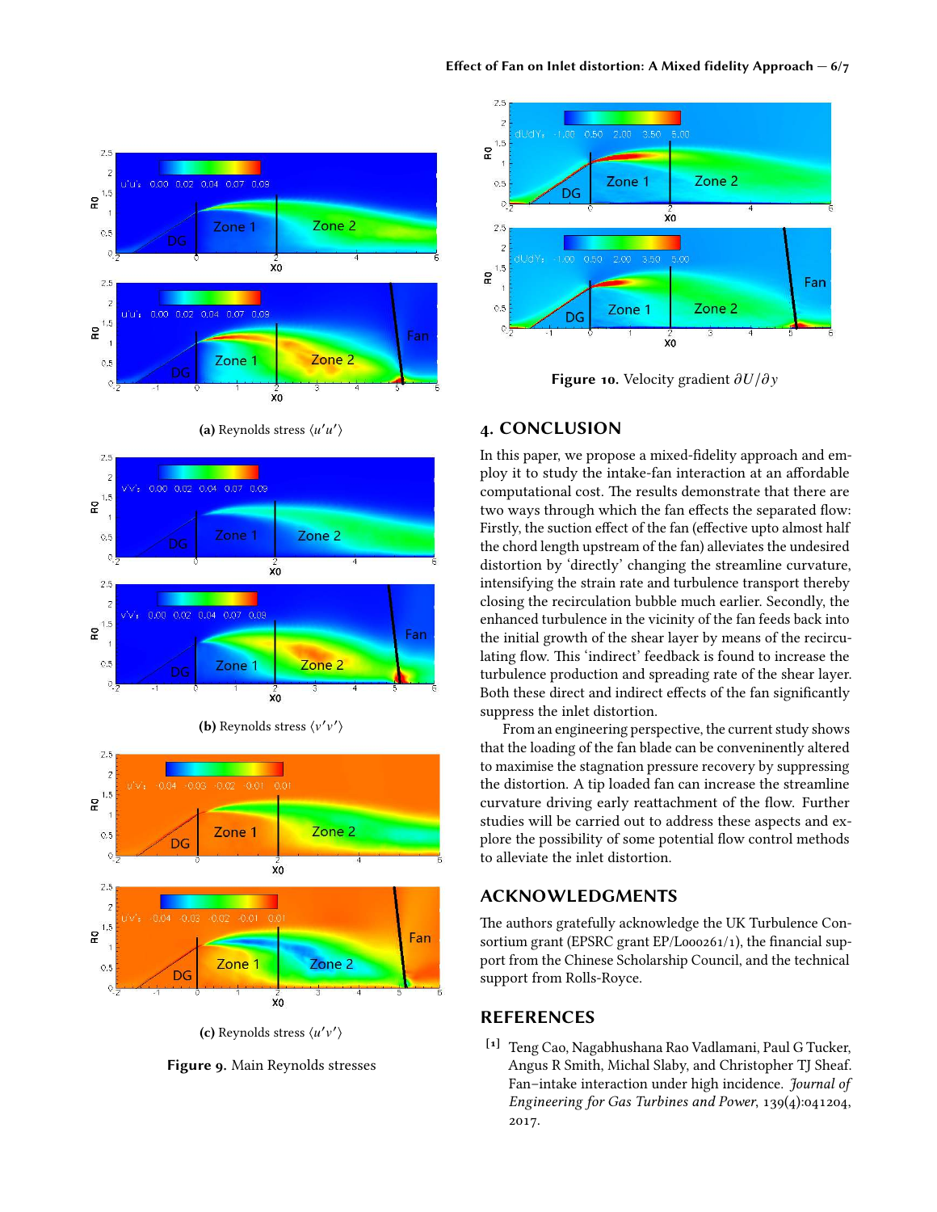(a) Reynolds stress $\langle u'u' \rangle$

(b) Reynolds stress $\langle v'v' \rangle$

(c) Reynolds stress $\langle u'v' \rangle$

**Figure 9.** Main Reynolds stresses

**Figure 10.** Velocity gradient $\partial U / \partial y$

## 4. CONCLUSION

In this paper, we propose a mixed-fidelity approach and employ it to study the intake-fan interaction at an affordable computational cost. The results demonstrate that there are two ways through which the fan effects the separated flow: Firstly, the suction effect of the fan (effective upto almost half the chord length upstream of the fan) alleviates the undesired distortion by 'directly' changing the streamline curvature, intensifying the strain rate and turbulence transport thereby closing the recirculation bubble much earlier. Secondly, the enhanced turbulence in the vicinity of the fan feeds back into the initial growth of the shear layer by means of the recirculating flow. This 'indirect' feedback is found to increase the turbulence production and spreading rate of the shear layer. Both these direct and indirect effects of the fan significantly suppress the inlet distortion.

From an engineering perspective, the current study shows that the loading of the fan blade can be conveninently altered to maximise the stagnation pressure recovery by suppressing the distortion. A tip loaded fan can increase the streamline curvature driving early reattachment of the flow. Further studies will be carried out to address these aspects and explore the possibility of some potential flow control methods to alleviate the inlet distortion.

## ACKNOWLEDGMENTS

The authors gratefully acknowledge the UK Turbulence Consortium grant (EPSRC grant EP/L000261/1), the financial support from the Chinese Scholarship Council, and the technical support from Rolls-Royce.

## REFERENCES

[1] Teng Cao, Nagabhushana Rao Vadlamani, Paul G Tucker, Angus R Smith, Michal Slaby, and Christopher TJ Sheaf. Fan–intake interaction under high incidence. *Journal of Engineering for Gas Turbines and Power*, 139(4):041204, 2017.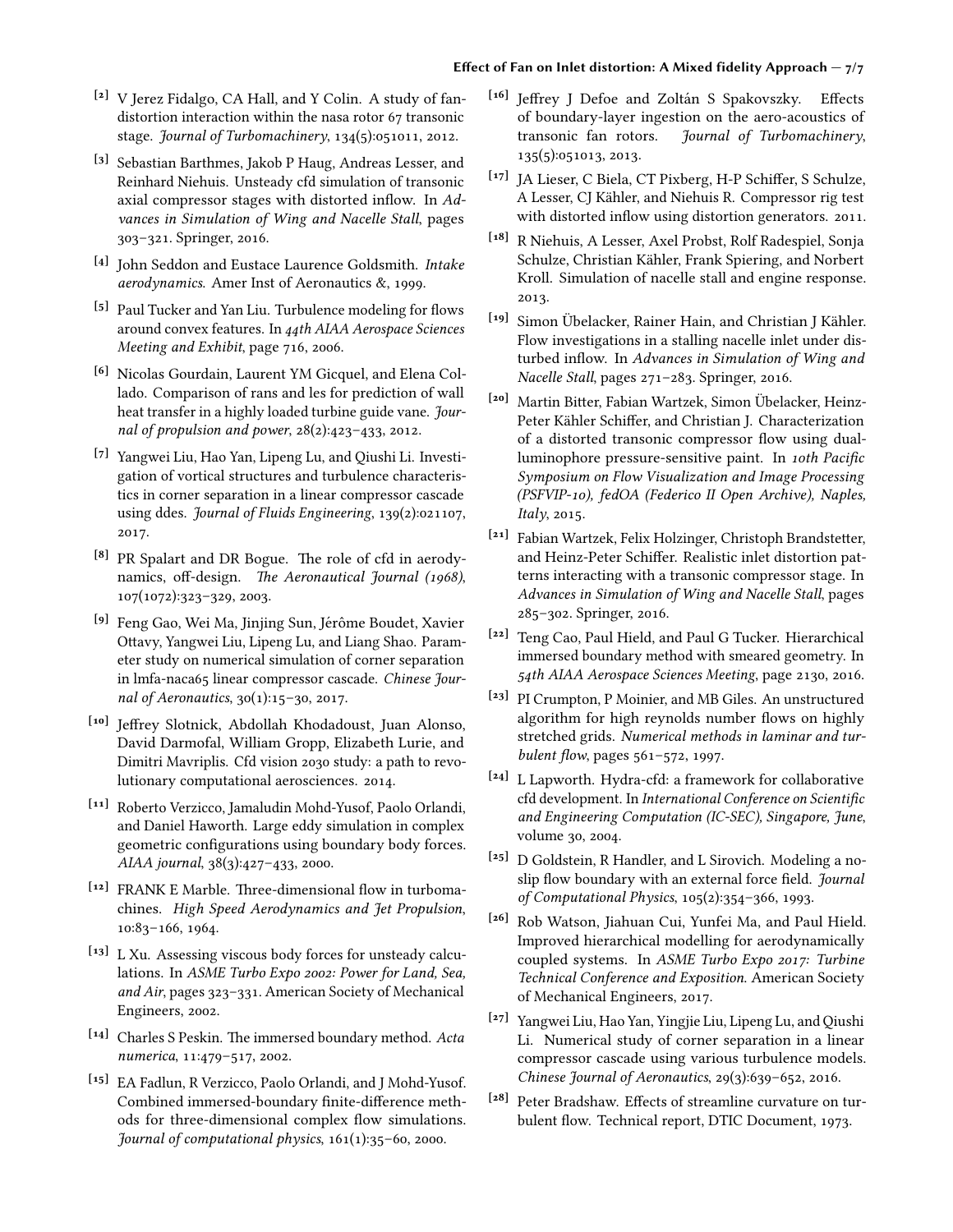[2] V Jerez Fidalgo, CA Hall, and Y Colin. A study of fan-distortion interaction within the nasa rotor 67 transonic stage. *Journal of Turbomachinery*, 134(5):051011, 2012.

[3] Sebastian Barthmes, Jakob P Haug, Andreas Lesser, and Reinhard Niehuis. Unsteady cfd simulation of transonic axial compressor stages with distorted inflow. In *Advances in Simulation of Wing and Nacelle Stall*, pages 303–321. Springer, 2016.

[4] John Seddon and Eustace Laurence Goldsmith. *Intake aerodynamics*. Amer Inst of Aeronautics &, 1999.

[5] Paul Tucker and Yan Liu. Turbulence modeling for flows around convex features. In *44th AIAA Aerospace Sciences Meeting and Exhibit*, page 716, 2006.

[6] Nicolas Gourdain, Laurent YM Gicquel, and Elena Collado. Comparison of rans and les for prediction of wall heat transfer in a highly loaded turbine guide vane. *Journal of propulsion and power*, 28(2):423–433, 2012.

[7] Yangwei Liu, Hao Yan, Lipeng Lu, and Qiushi Li. Investigation of vortical structures and turbulence characteristics in corner separation in a linear compressor cascade using ddes. *Journal of Fluids Engineering*, 139(2):021107, 2017.

[8] PR Spalart and DR Bogue. The role of cfd in aerodynamics, off-design. *The Aeronautical Journal (1968)*, 107(1072):323–329, 2003.

[9] Feng Gao, Wei Ma, Jinjing Sun, Jérôme Boudet, Xavier Ottavy, Yangwei Liu, Lipeng Lu, and Liang Shao. Parameter study on numerical simulation of corner separation in lmfa-naca65 linear compressor cascade. *Chinese Journal of Aeronautics*, 30(1):15–30, 2017.

[10] Jeffrey Slotnick, Abdollah Khodadoust, Juan Alonso, David Darmofal, William Gropp, Elizabeth Lurie, and Dimitri Mavriplis. Cfd vision 2030 study: a path to revolutionary computational aerosciences. 2014.

[11] Roberto Verzicco, Jamaludin Mohd-Yusof, Paolo Orlandi, and Daniel Haworth. Large eddy simulation in complex geometric configurations using boundary body forces. *AIAA journal*, 38(3):427–433, 2000.

[12] FRANK E Marble. Three-dimensional flow in turbomachines. *High Speed Aerodynamics and Jet Propulsion*, 10:83–166, 1964.

[13] L Xu. Assessing viscous body forces for unsteady calculations. In *ASME Turbo Expo 2002: Power for Land, Sea, and Air*, pages 323–331. American Society of Mechanical Engineers, 2002.

[14] Charles S Peskin. The immersed boundary method. *Acta numerica*, 11:479–517, 2002.

[15] EA Fadlun, R Verzicco, Paolo Orlandi, and J Mohd-Yusof. Combined immersed-boundary finite-difference methods for three-dimensional complex flow simulations. *Journal of computational physics*, 161(1):35–60, 2000.

[16] Jeffrey J Defoe and Zoltán S Spakovszky. Effects of boundary-layer ingestion on the aero-acoustics of transonic fan rotors. *Journal of Turbomachinery*, 135(5):051013, 2013.

[17] JA Lieser, C Biela, CT Pixberg, H-P Schiffer, S Schulze, A Lesser, CJ Kähler, and Niehuis R. Compressor rig test with distorted inflow using distortion generators. 2011.

[18] R Niehuis, A Lesser, Axel Probst, Rolf Radespiel, Sonja Schulze, Christian Kähler, Frank Spiering, and Norbert Kroll. Simulation of nacelle stall and engine response. 2013.

[19] Simon Übelacker, Rainer Hain, and Christian J Kähler. Flow investigations in a stalling nacelle inlet under disturbed inflow. In *Advances in Simulation of Wing and Nacelle Stall*, pages 271–283. Springer, 2016.

[20] Martin Bitter, Fabian Wartzek, Simon Übelacker, Heinz-Peter Kähler Schiffer, and Christian J. Characterization of a distorted transonic compressor flow using dual-luminophore pressure-sensitive paint. In *10th Pacific Symposium on Flow Visualization and Image Processing (PSFVIP-10), fedOA (Federico II Open Archive), Naples, Italy*, 2015.

[21] Fabian Wartzek, Felix Holzinger, Christoph Brandstetter, and Heinz-Peter Schiffer. Realistic inlet distortion patterns interacting with a transonic compressor stage. In *Advances in Simulation of Wing and Nacelle Stall*, pages 285–302. Springer, 2016.

[22] Teng Cao, Paul Hield, and Paul G Tucker. Hierarchical immersed boundary method with smeared geometry. In *54th AIAA Aerospace Sciences Meeting*, page 2130, 2016.

[23] PI Crumpton, P Moinier, and MB Giles. An unstructured algorithm for high reynolds number flows on highly stretched grids. *Numerical methods in laminar and turbulent flow*, pages 561–572, 1997.

[24] L Lapworth. Hydra-cfd: a framework for collaborative cfd development. In *International Conference on Scientific and Engineering Computation (IC-SEC), Singapore, June*, volume 30, 2004.

[25] D Goldstein, R Handler, and L Sirovich. Modeling a no-slip flow boundary with an external force field. *Journal of Computational Physics*, 105(2):354–366, 1993.

[26] Rob Watson, Jiahuan Cui, Yunfei Ma, and Paul Hield. Improved hierarchical modelling for aerodynamically coupled systems. In *ASME Turbo Expo 2017: Turbine Technical Conference and Exposition*. American Society of Mechanical Engineers, 2017.

[27] Yangwei Liu, Hao Yan, Yingjie Liu, Lipeng Lu, and Qiushi Li. Numerical study of corner separation in a linear compressor cascade using various turbulence models. *Chinese Journal of Aeronautics*, 29(3):639–652, 2016.

[28] Peter Bradshaw. Effects of streamline curvature on turbulent flow. Technical report, DTIC Document, 1973.